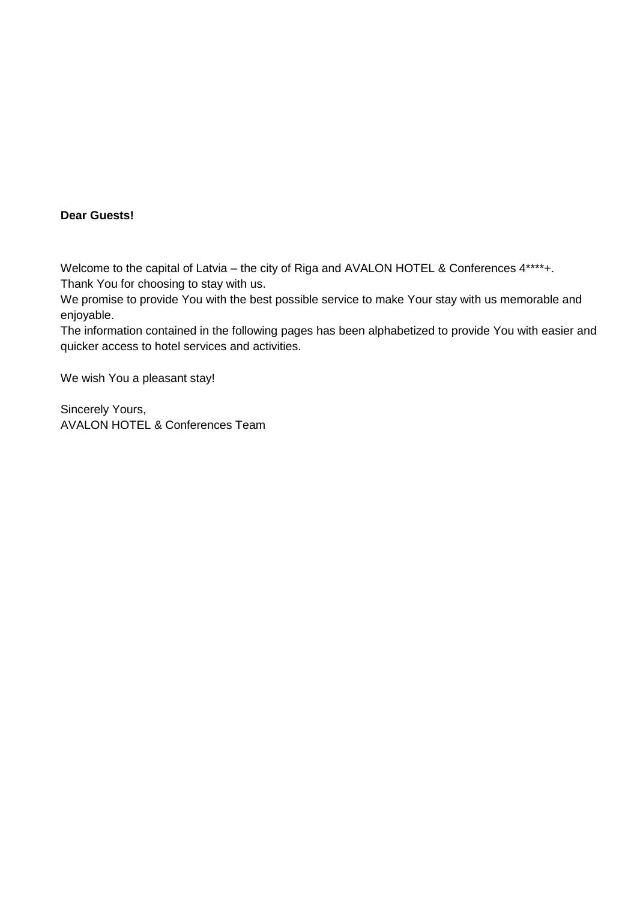**Dear Guests!**

Welcome to the capital of Latvia – the city of Riga and AVALON HOTEL & Conferences 4****+.
Thank You for choosing to stay with us.
We promise to provide You with the best possible service to make Your stay with us memorable and enjoyable.
The information contained in the following pages has been alphabetized to provide You with easier and quicker access to hotel services and activities.

We wish You a pleasant stay!

Sincerely Yours,
AVALON HOTEL & Conferences Team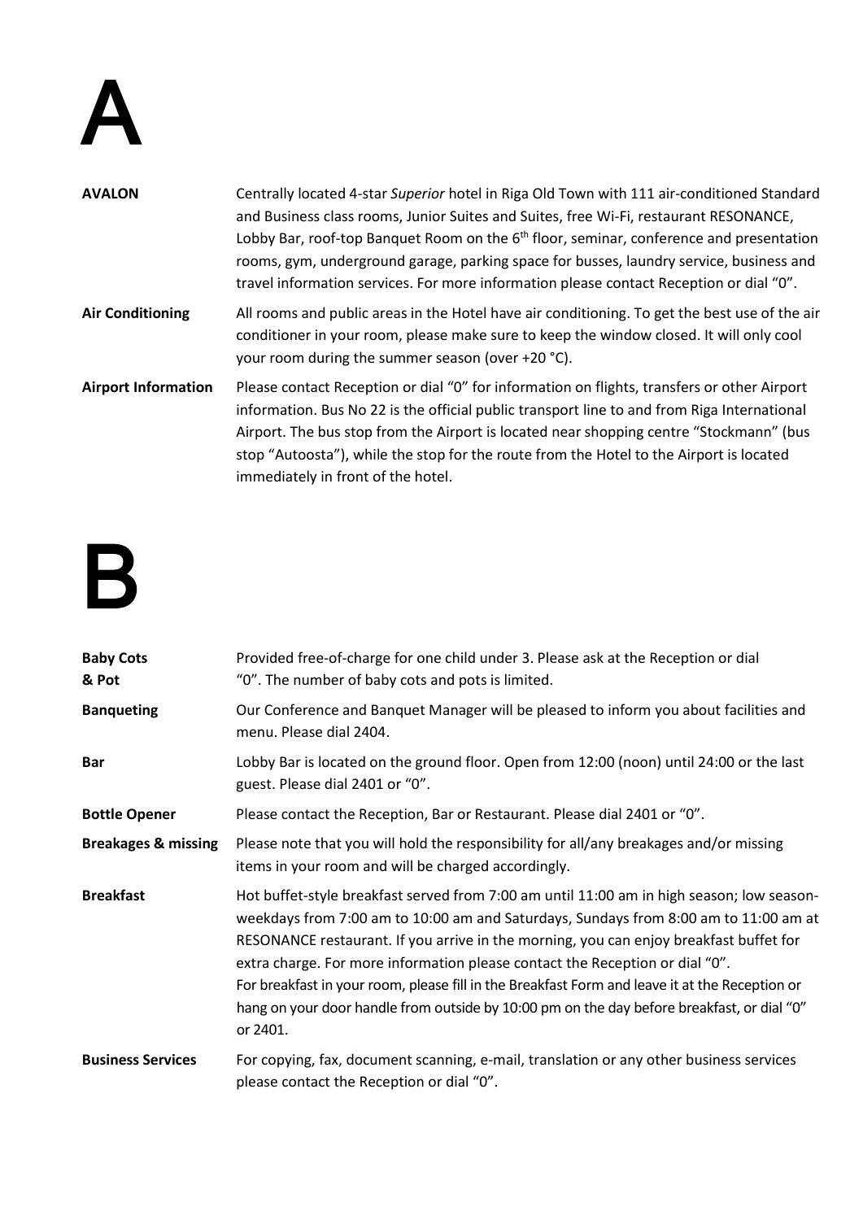# A

**AVALON**

Centrally located 4-star *Superior* hotel in Riga Old Town with 111 air-conditioned Standard and Business class rooms, Junior Suites and Suites, free Wi-Fi, restaurant RESONANCE, Lobby Bar, roof-top Banquet Room on the 6th floor, seminar, conference and presentation rooms, gym, underground garage, parking space for busses, laundry service, business and travel information services. For more information please contact Reception or dial "0".

**Air Conditioning**

All rooms and public areas in the Hotel have air conditioning. To get the best use of the air conditioner in your room, please make sure to keep the window closed. It will only cool your room during the summer season (over +20 °C).

**Airport Information**

Please contact Reception or dial "0" for information on flights, transfers or other Airport information. Bus No 22 is the official public transport line to and from Riga International Airport. The bus stop from the Airport is located near shopping centre "Stockmann" (bus stop "Autoosta"), while the stop for the route from the Hotel to the Airport is located immediately in front of the hotel.

# B

**Baby Cots & Pot**

Provided free-of-charge for one child under 3. Please ask at the Reception or dial "0". The number of baby cots and pots is limited.

**Banqueting**

Our Conference and Banquet Manager will be pleased to inform you about facilities and menu. Please dial 2404.

**Bar**

Lobby Bar is located on the ground floor. Open from 12:00 (noon) until 24:00 or the last guest. Please dial 2401 or "0".

**Bottle Opener**

Please contact the Reception, Bar or Restaurant. Please dial 2401 or "0".

**Breakages & missing**

Please note that you will hold the responsibility for all/any breakages and/or missing items in your room and will be charged accordingly.

**Breakfast**

Hot buffet-style breakfast served from 7:00 am until 11:00 am in high season; low season- weekdays from 7:00 am to 10:00 am and Saturdays, Sundays from 8:00 am to 11:00 am at RESONANCE restaurant. If you arrive in the morning, you can enjoy breakfast buffet for extra charge. For more information please contact the Reception or dial "0".
For breakfast in your room, please fill in the Breakfast Form and leave it at the Reception or hang on your door handle from outside by 10:00 pm on the day before breakfast, or dial "0" or 2401.

**Business Services**

For copying, fax, document scanning, e-mail, translation or any other business services please contact the Reception or dial "0".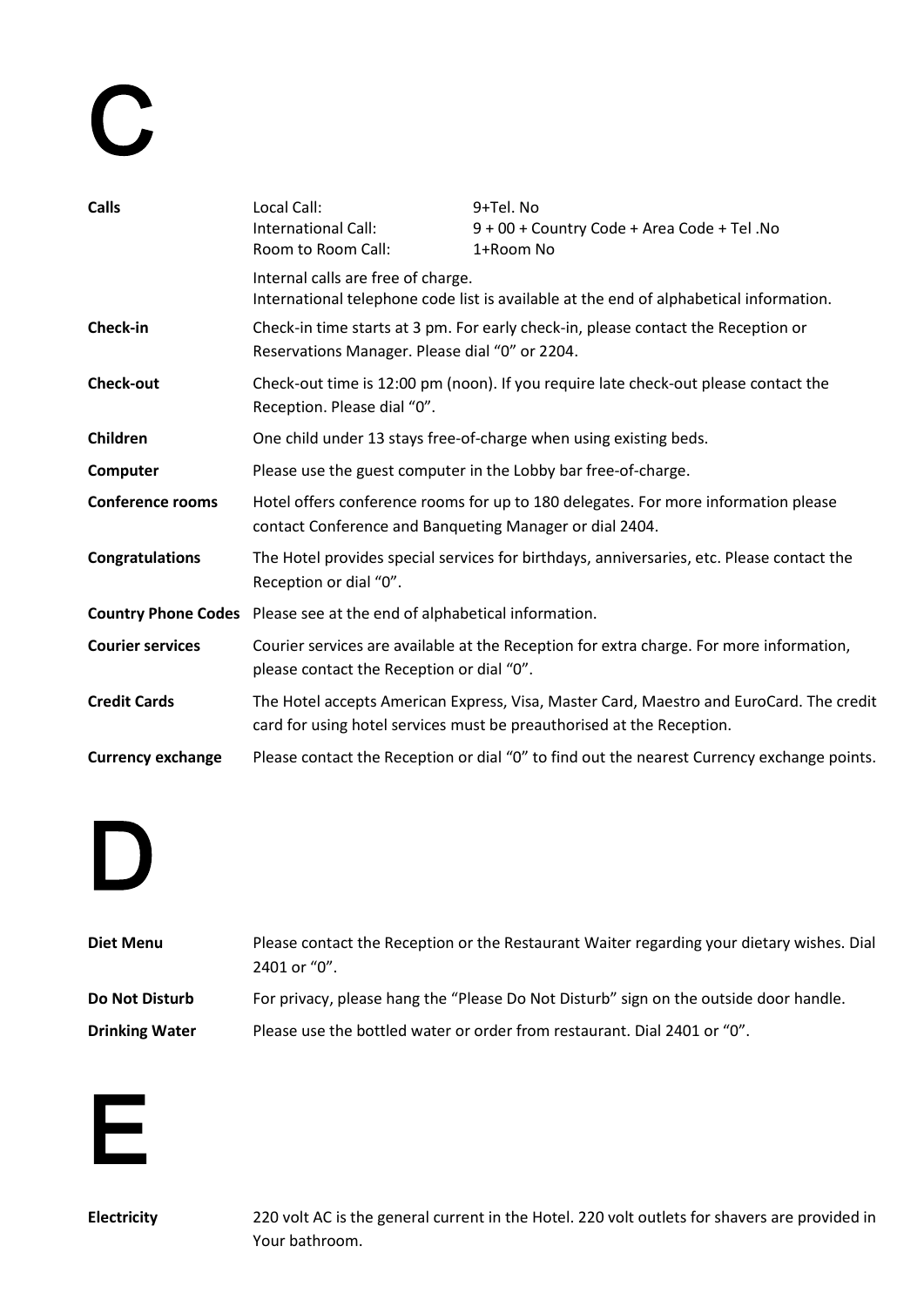# C

**Calls**

| | |
|---|---|
| Local Call: | 9+Tel. No |
| International Call: | 9 + 00 + Country Code + Area Code + Tel .No |
| Room to Room Call: | 1+Room No |

Internal calls are free of charge.
International telephone code list is available at the end of alphabetical information.

**Check-in** Check-in time starts at 3 pm. For early check-in, please contact the Reception or Reservations Manager. Please dial "0" or 2204.

**Check-out** Check-out time is 12:00 pm (noon). If you require late check-out please contact the Reception. Please dial "0".

**Children** One child under 13 stays free-of-charge when using existing beds.

**Computer** Please use the guest computer in the Lobby bar free-of-charge.

**Conference rooms** Hotel offers conference rooms for up to 180 delegates. For more information please contact Conference and Banqueting Manager or dial 2404.

**Congratulations** The Hotel provides special services for birthdays, anniversaries, etc. Please contact the Reception or dial "0".

**Country Phone Codes** Please see at the end of alphabetical information.

**Courier services** Courier services are available at the Reception for extra charge. For more information, please contact the Reception or dial "0".

**Credit Cards** The Hotel accepts American Express, Visa, Master Card, Maestro and EuroCard. The credit card for using hotel services must be preauthorised at the Reception.

**Currency exchange** Please contact the Reception or dial "0" to find out the nearest Currency exchange points.

# D

**Diet Menu** Please contact the Reception or the Restaurant Waiter regarding your dietary wishes. Dial 2401 or "0".

**Do Not Disturb** For privacy, please hang the "Please Do Not Disturb" sign on the outside door handle.

**Drinking Water** Please use the bottled water or order from restaurant. Dial 2401 or "0".

# E

**Electricity** 220 volt AC is the general current in the Hotel. 220 volt outlets for shavers are provided in Your bathroom.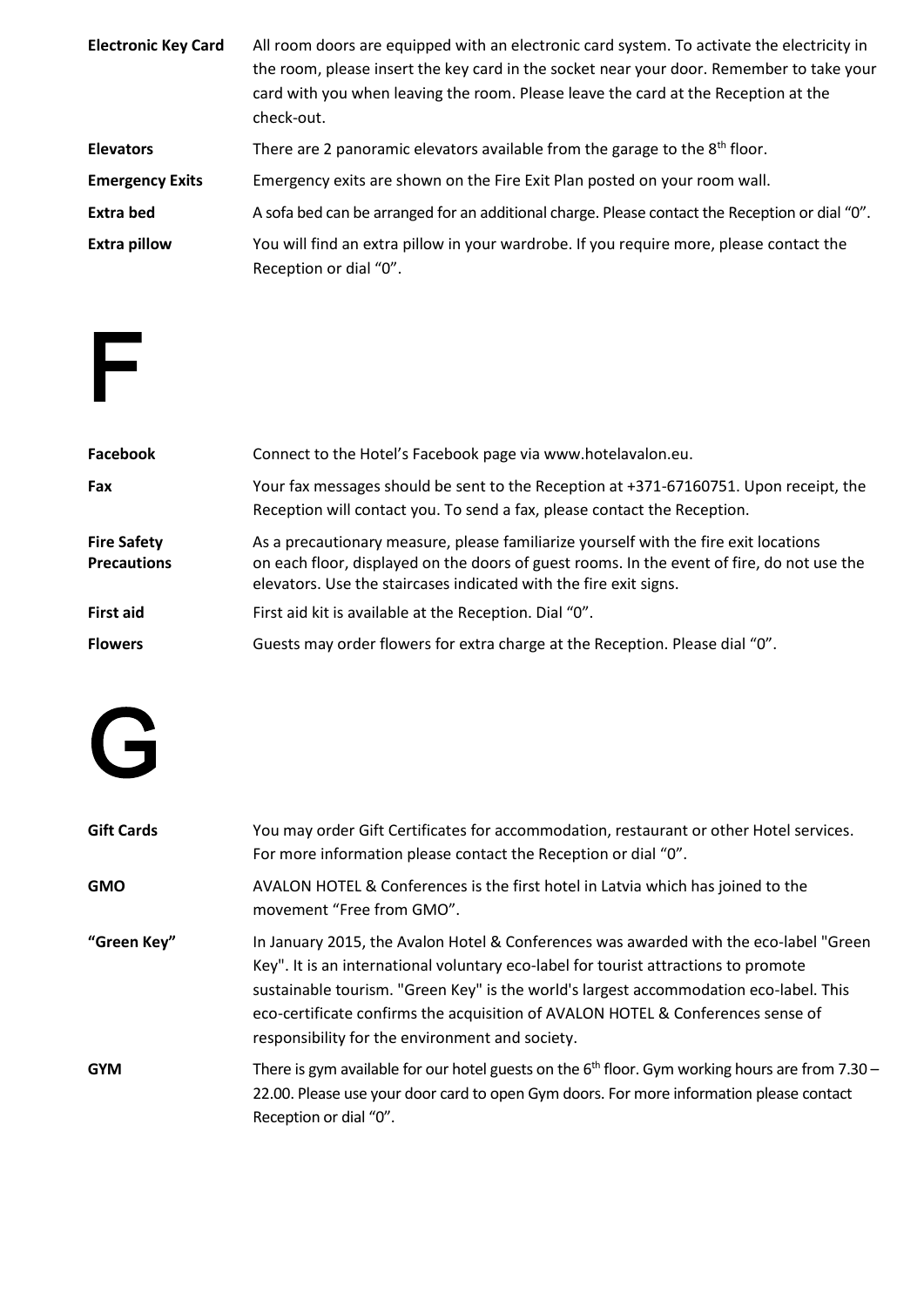| | |
|---|---|
| **Electronic Key Card** | All room doors are equipped with an electronic card system. To activate the electricity in the room, please insert the key card in the socket near your door. Remember to take your card with you when leaving the room. Please leave the card at the Reception at the check-out. |
| **Elevators** | There are 2 panoramic elevators available from the garage to the 8th floor. |
| **Emergency Exits** | Emergency exits are shown on the Fire Exit Plan posted on your room wall. |
| **Extra bed** | A sofa bed can be arranged for an additional charge. Please contact the Reception or dial "0". |
| **Extra pillow** | You will find an extra pillow in your wardrobe. If you require more, please contact the Reception or dial "0". |

# F

| | |
|---|---|
| **Facebook** | Connect to the Hotel's Facebook page via www.hotelavalon.eu. |
| **Fax** | Your fax messages should be sent to the Reception at +371-67160751. Upon receipt, the Reception will contact you. To send a fax, please contact the Reception. |
| **Fire Safety Precautions** | As a precautionary measure, please familiarize yourself with the fire exit locations on each floor, displayed on the doors of guest rooms. In the event of fire, do not use the elevators. Use the staircases indicated with the fire exit signs. |
| **First aid** | First aid kit is available at the Reception. Dial "0". |
| **Flowers** | Guests may order flowers for extra charge at the Reception. Please dial "0". |

# G

| | |
|---|---|
| **Gift Cards** | You may order Gift Certificates for accommodation, restaurant or other Hotel services. For more information please contact the Reception or dial "0". |
| **GMO** | AVALON HOTEL & Conferences is the first hotel in Latvia which has joined to the movement "Free from GMO". |
| **"Green Key"** | In January 2015, the Avalon Hotel & Conferences was awarded with the eco-label "Green Key". It is an international voluntary eco-label for tourist attractions to promote sustainable tourism. "Green Key" is the world's largest accommodation eco-label. This eco-certificate confirms the acquisition of AVALON HOTEL & Conferences sense of responsibility for the environment and society. |
| **GYM** | There is gym available for our hotel guests on the 6th floor. Gym working hours are from 7.30 – 22.00. Please use your door card to open Gym doors. For more information please contact Reception or dial "0". |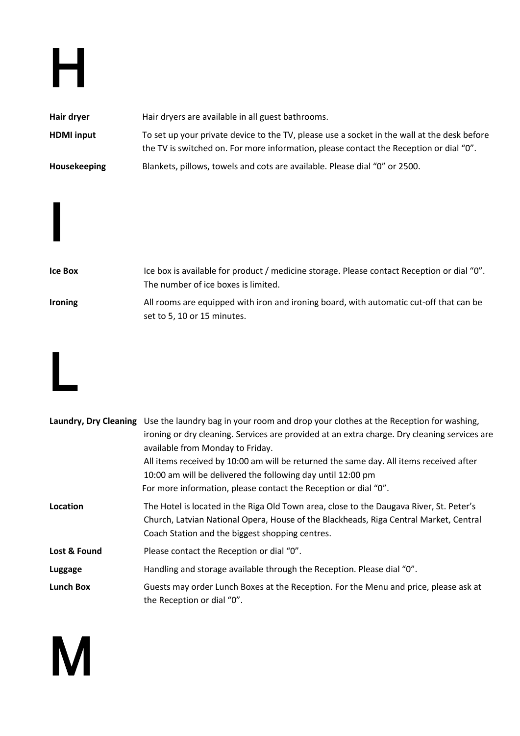# H

**Hair dryer** Hair dryers are available in all guest bathrooms.

**HDMI input** To set up your private device to the TV, please use a socket in the wall at the desk before the TV is switched on. For more information, please contact the Reception or dial "0".

**Housekeeping** Blankets, pillows, towels and cots are available. Please dial "0" or 2500.

# I

**Ice Box** Ice box is available for product / medicine storage. Please contact Reception or dial "0". The number of ice boxes is limited.

**Ironing** All rooms are equipped with iron and ironing board, with automatic cut-off that can be set to 5, 10 or 15 minutes.

# L

**Laundry, Dry Cleaning** Use the laundry bag in your room and drop your clothes at the Reception for washing, ironing or dry cleaning. Services are provided at an extra charge. Dry cleaning services are available from Monday to Friday.
All items received by 10:00 am will be returned the same day. All items received after 10:00 am will be delivered the following day until 12:00 pm
For more information, please contact the Reception or dial "0".

**Location** The Hotel is located in the Riga Old Town area, close to the Daugava River, St. Peter's Church, Latvian National Opera, House of the Blackheads, Riga Central Market, Central Coach Station and the biggest shopping centres.

**Lost & Found** Please contact the Reception or dial "0".

**Luggage** Handling and storage available through the Reception. Please dial "0".

**Lunch Box** Guests may order Lunch Boxes at the Reception. For the Menu and price, please ask at the Reception or dial "0".

# M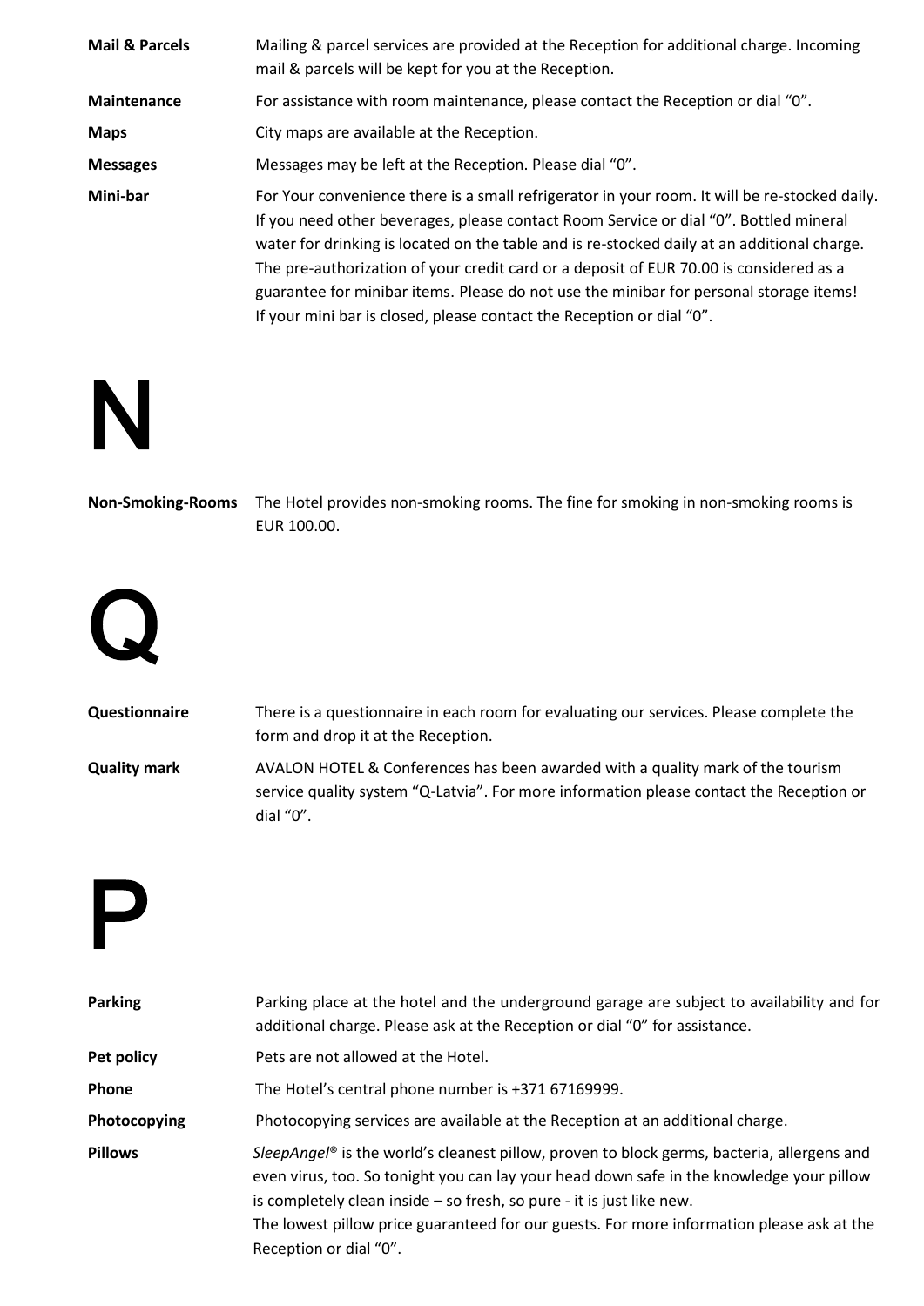**Mail & Parcels** Mailing & parcel services are provided at the Reception for additional charge. Incoming mail & parcels will be kept for you at the Reception.

**Maintenance** For assistance with room maintenance, please contact the Reception or dial "0".

**Maps** City maps are available at the Reception.

**Messages** Messages may be left at the Reception. Please dial "0".

**Mini-bar** For Your convenience there is a small refrigerator in your room. It will be re-stocked daily. If you need other beverages, please contact Room Service or dial "0". Bottled mineral water for drinking is located on the table and is re-stocked daily at an additional charge. The pre-authorization of your credit card or a deposit of EUR 70.00 is considered as a guarantee for minibar items. Please do not use the minibar for personal storage items! If your mini bar is closed, please contact the Reception or dial "0".

# N

**Non-Smoking-Rooms** The Hotel provides non-smoking rooms. The fine for smoking in non-smoking rooms is EUR 100.00.

# Q

**Questionnaire** There is a questionnaire in each room for evaluating our services. Please complete the form and drop it at the Reception.

**Quality mark** AVALON HOTEL & Conferences has been awarded with a quality mark of the tourism service quality system "Q-Latvia". For more information please contact the Reception or dial "0".

# P

**Parking** Parking place at the hotel and the underground garage are subject to availability and for additional charge. Please ask at the Reception or dial "0" for assistance.

**Pet policy** Pets are not allowed at the Hotel.

**Phone** The Hotel's central phone number is +371 67169999.

**Photocopying** Photocopying services are available at the Reception at an additional charge.

**Pillows** *SleepAngel*® is the world's cleanest pillow, proven to block germs, bacteria, allergens and even virus, too. So tonight you can lay your head down safe in the knowledge your pillow is completely clean inside – so fresh, so pure - it is just like new.
The lowest pillow price guaranteed for our guests. For more information please ask at the Reception or dial "0".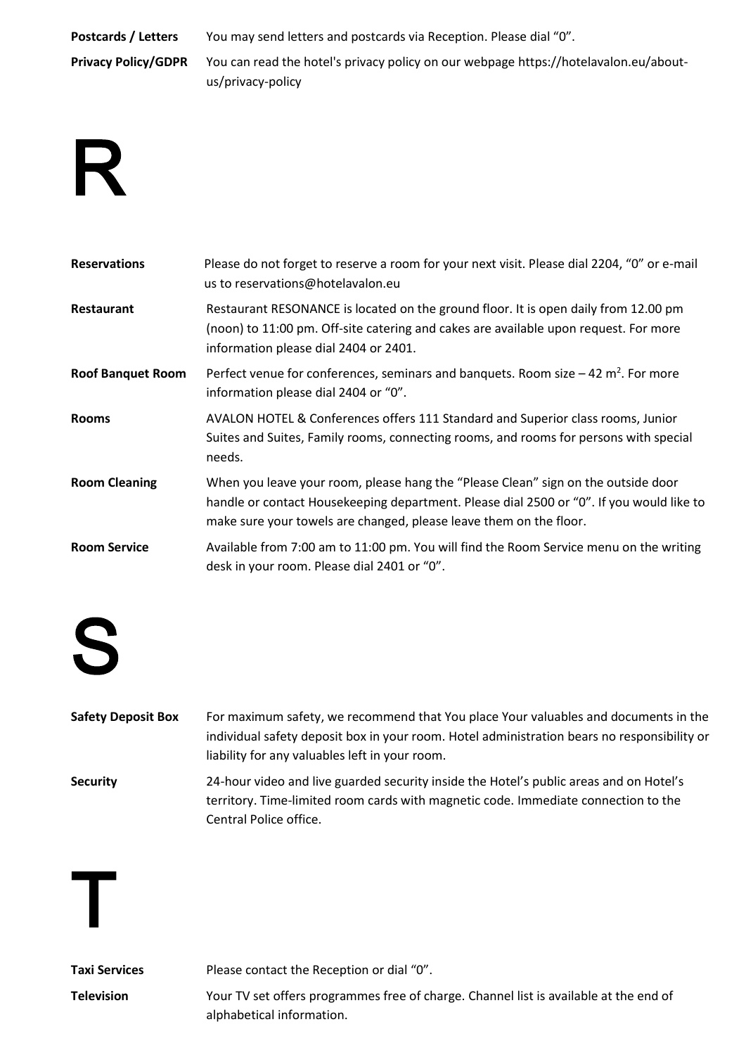**Postcards / Letters** You may send letters and postcards via Reception. Please dial "0".

**Privacy Policy/GDPR** You can read the hotel's privacy policy on our webpage https://hotelavalon.eu/about-us/privacy-policy

# R

**Reservations** Please do not forget to reserve a room for your next visit. Please dial 2204, "0" or e-mail us to reservations@hotelavalon.eu

**Restaurant** Restaurant RESONANCE is located on the ground floor. It is open daily from 12.00 pm (noon) to 11:00 pm. Off-site catering and cakes are available upon request. For more information please dial 2404 or 2401.

**Roof Banquet Room** Perfect venue for conferences, seminars and banquets. Room size – 42 $m^2$. For more information please dial 2404 or "0".

**Rooms** AVALON HOTEL & Conferences offers 111 Standard and Superior class rooms, Junior Suites and Suites, Family rooms, connecting rooms, and rooms for persons with special needs.

**Room Cleaning** When you leave your room, please hang the "Please Clean" sign on the outside door handle or contact Housekeeping department. Please dial 2500 or "0". If you would like to make sure your towels are changed, please leave them on the floor.

**Room Service** Available from 7:00 am to 11:00 pm. You will find the Room Service menu on the writing desk in your room. Please dial 2401 or "0".

# S

**Safety Deposit Box** For maximum safety, we recommend that You place Your valuables and documents in the individual safety deposit box in your room. Hotel administration bears no responsibility or liability for any valuables left in your room.

**Security** 24-hour video and live guarded security inside the Hotel's public areas and on Hotel's territory. Time-limited room cards with magnetic code. Immediate connection to the Central Police office.

# T

**Taxi Services** Please contact the Reception or dial "0".

**Television** Your TV set offers programmes free of charge. Channel list is available at the end of alphabetical information.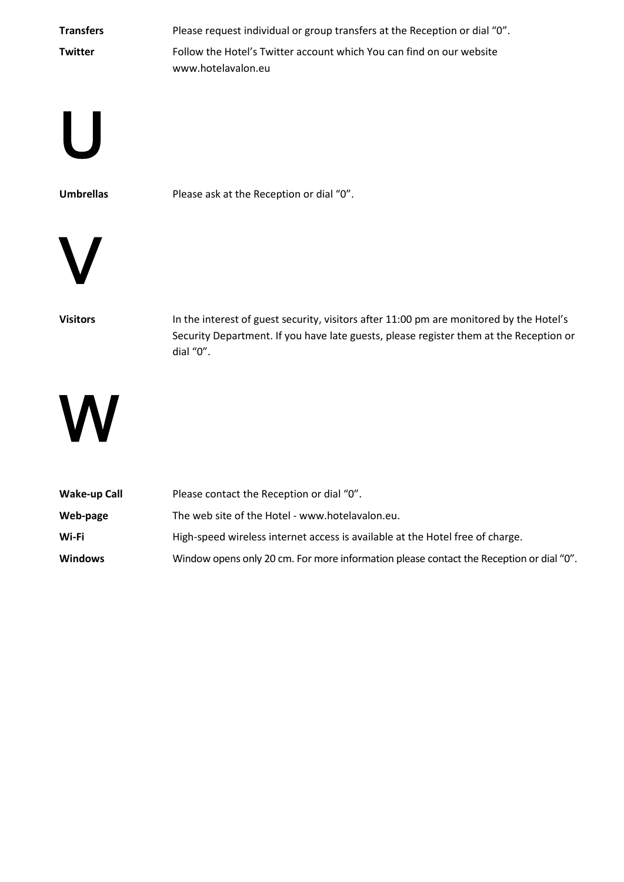**Transfers** Please request individual or group transfers at the Reception or dial "0".

**Twitter** Follow the Hotel's Twitter account which You can find on our website www.hotelavalon.eu

# U

**Umbrellas** Please ask at the Reception or dial "0".

# V

**Visitors** In the interest of guest security, visitors after 11:00 pm are monitored by the Hotel's Security Department. If you have late guests, please register them at the Reception or dial "0".

# W

**Wake-up Call** Please contact the Reception or dial "0".

**Web-page** The web site of the Hotel - www.hotelavalon.eu.

**Wi-Fi** High-speed wireless internet access is available at the Hotel free of charge.

**Windows** Window opens only 20 cm. For more information please contact the Reception or dial "0".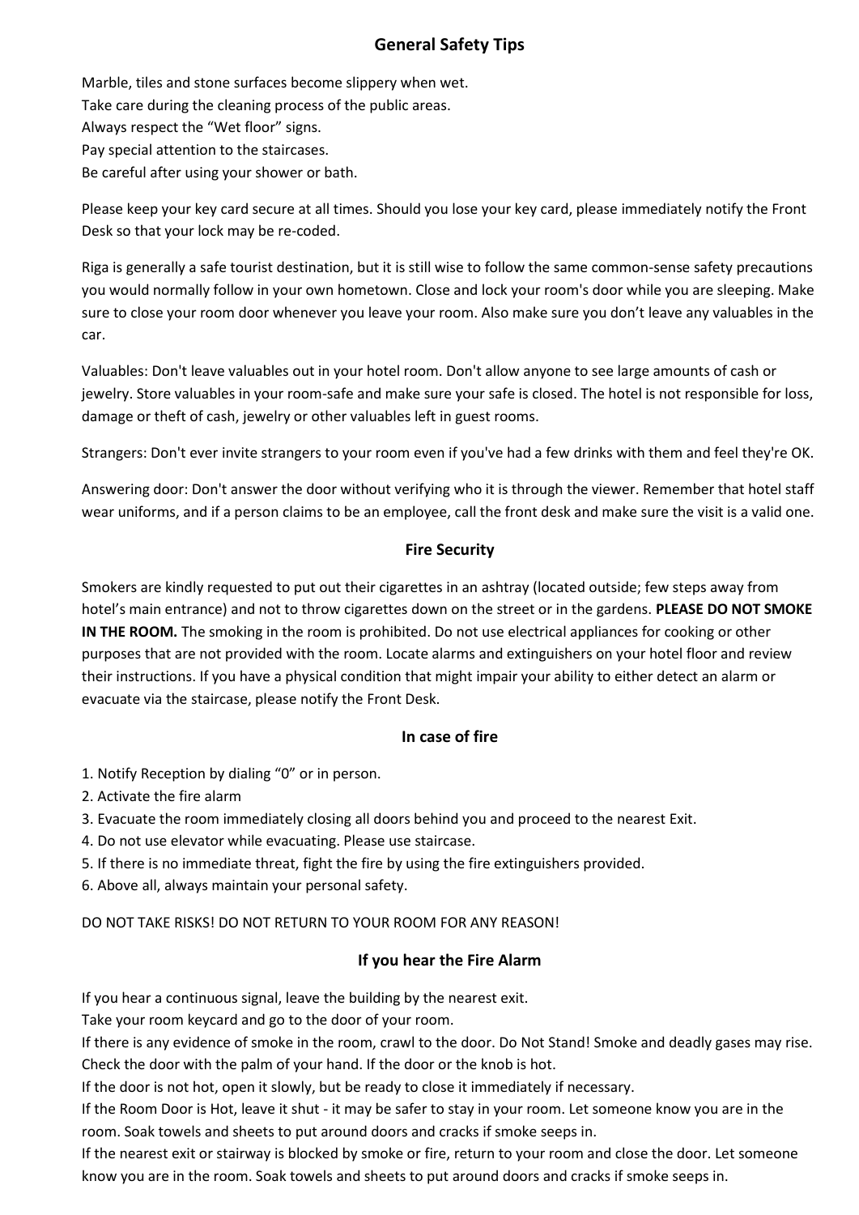## General Safety Tips

Marble, tiles and stone surfaces become slippery when wet.
Take care during the cleaning process of the public areas.
Always respect the "Wet floor" signs.
Pay special attention to the staircases.
Be careful after using your shower or bath.

Please keep your key card secure at all times. Should you lose your key card, please immediately notify the Front Desk so that your lock may be re-coded.

Riga is generally a safe tourist destination, but it is still wise to follow the same common-sense safety precautions you would normally follow in your own hometown. Close and lock your room's door while you are sleeping. Make sure to close your room door whenever you leave your room. Also make sure you don't leave any valuables in the car.

Valuables: Don't leave valuables out in your hotel room. Don't allow anyone to see large amounts of cash or jewelry. Store valuables in your room-safe and make sure your safe is closed. The hotel is not responsible for loss, damage or theft of cash, jewelry or other valuables left in guest rooms.

Strangers: Don't ever invite strangers to your room even if you've had a few drinks with them and feel they're OK.

Answering door: Don't answer the door without verifying who it is through the viewer. Remember that hotel staff wear uniforms, and if a person claims to be an employee, call the front desk and make sure the visit is a valid one.

## Fire Security

Smokers are kindly requested to put out their cigarettes in an ashtray (located outside; few steps away from hotel's main entrance) and not to throw cigarettes down on the street or in the gardens. **PLEASE DO NOT SMOKE IN THE ROOM.** The smoking in the room is prohibited. Do not use electrical appliances for cooking or other purposes that are not provided with the room. Locate alarms and extinguishers on your hotel floor and review their instructions. If you have a physical condition that might impair your ability to either detect an alarm or evacuate via the staircase, please notify the Front Desk.

## In case of fire

1. Notify Reception by dialing "0" or in person.
2. Activate the fire alarm
3. Evacuate the room immediately closing all doors behind you and proceed to the nearest Exit.
4. Do not use elevator while evacuating. Please use staircase.
5. If there is no immediate threat, fight the fire by using the fire extinguishers provided.
6. Above all, always maintain your personal safety.

DO NOT TAKE RISKS! DO NOT RETURN TO YOUR ROOM FOR ANY REASON!

## If you hear the Fire Alarm

If you hear a continuous signal, leave the building by the nearest exit.
Take your room keycard and go to the door of your room.
If there is any evidence of smoke in the room, crawl to the door. Do Not Stand! Smoke and deadly gases may rise.
Check the door with the palm of your hand. If the door or the knob is hot.
If the door is not hot, open it slowly, but be ready to close it immediately if necessary.
If the Room Door is Hot, leave it shut - it may be safer to stay in your room. Let someone know you are in the room. Soak towels and sheets to put around doors and cracks if smoke seeps in.
If the nearest exit or stairway is blocked by smoke or fire, return to your room and close the door. Let someone know you are in the room. Soak towels and sheets to put around doors and cracks if smoke seeps in.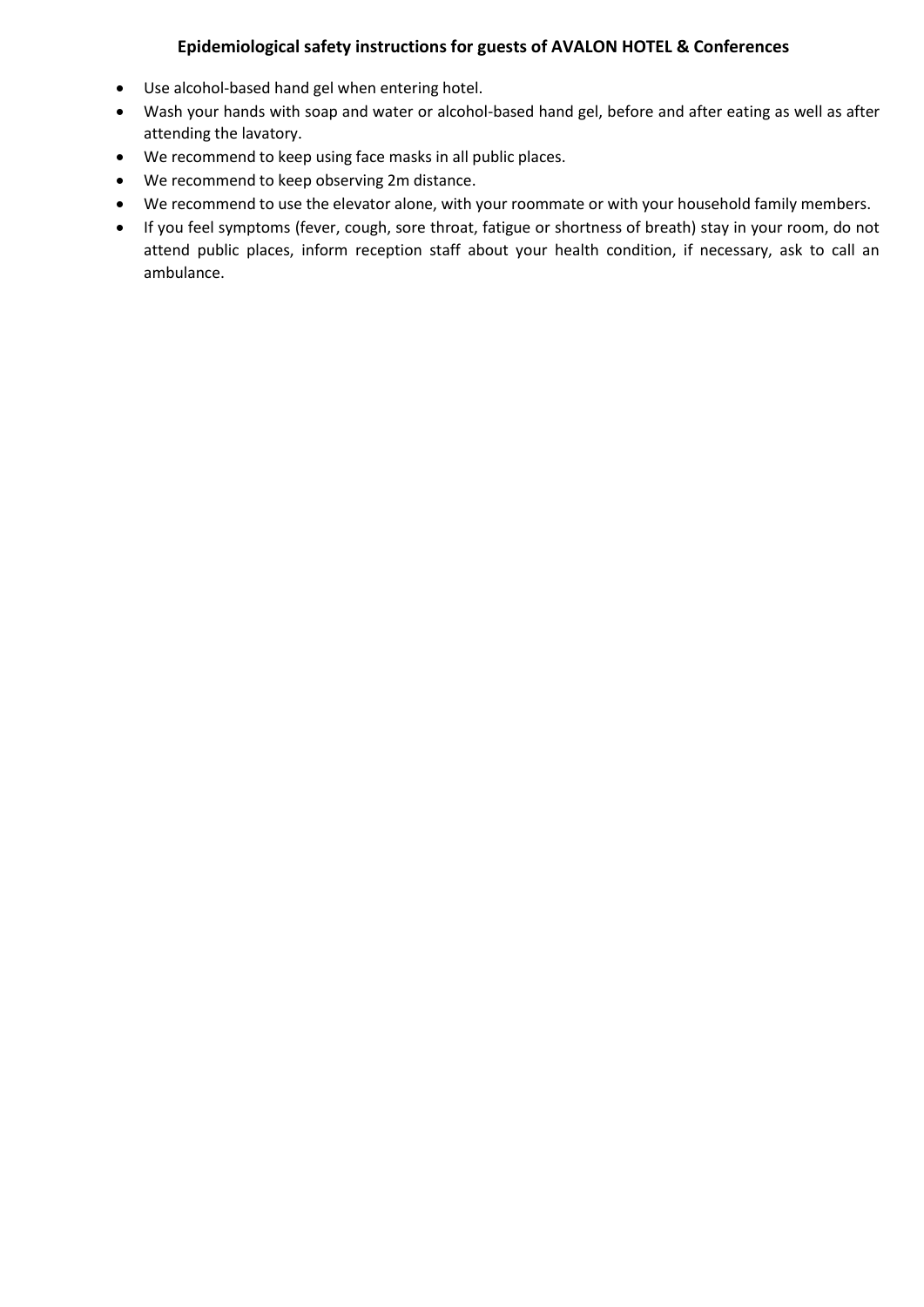**Epidemiological safety instructions for guests of AVALON HOTEL & Conferences**

- Use alcohol-based hand gel when entering hotel.
- Wash your hands with soap and water or alcohol-based hand gel, before and after eating as well as after attending the lavatory.
- We recommend to keep using face masks in all public places.
- We recommend to keep observing 2m distance.
- We recommend to use the elevator alone, with your roommate or with your household family members.
- If you feel symptoms (fever, cough, sore throat, fatigue or shortness of breath) stay in your room, do not attend public places, inform reception staff about your health condition, if necessary, ask to call an ambulance.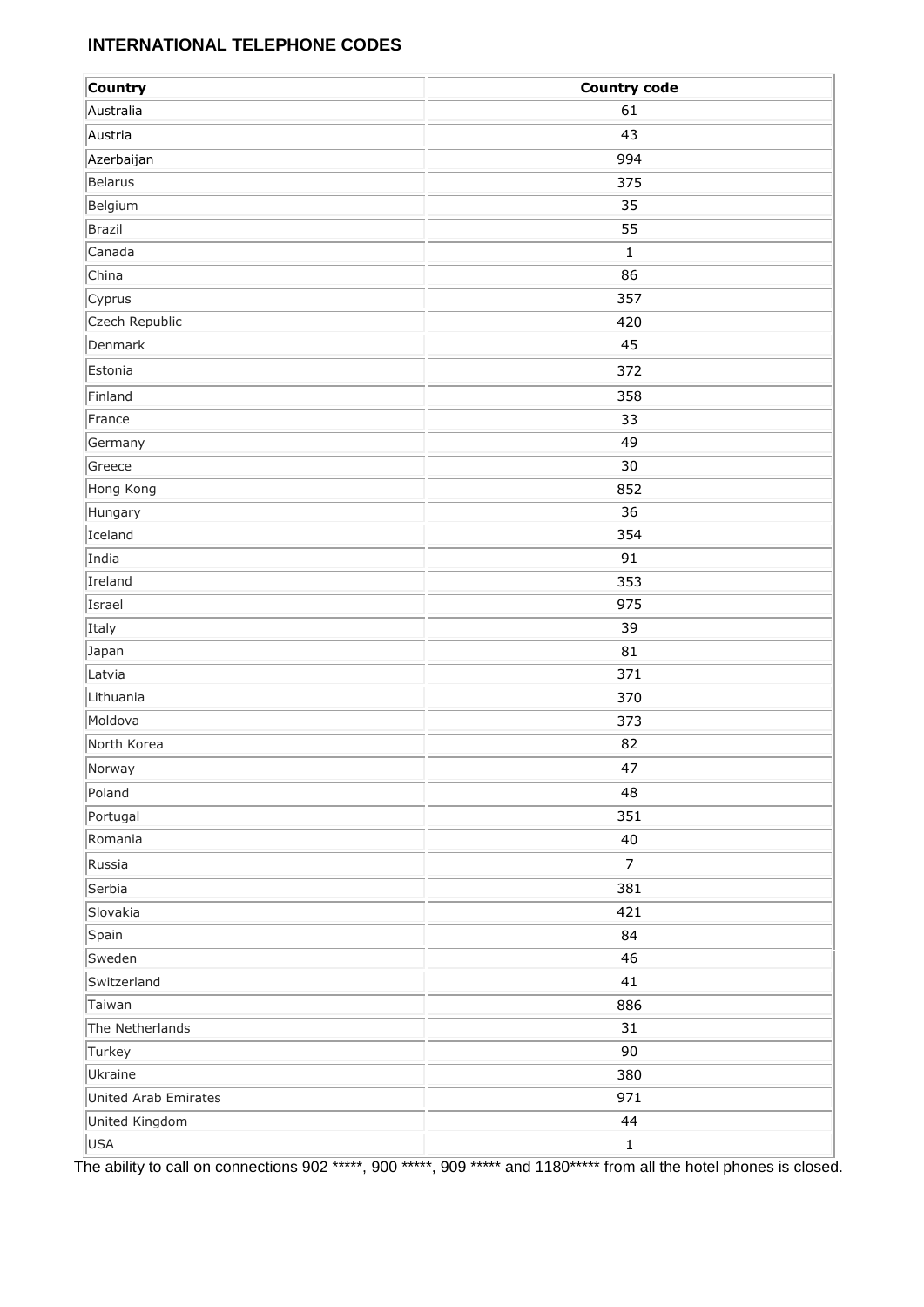## INTERNATIONAL TELEPHONE CODES

| Country | Country code |
|---|---|
| Australia | 61 |
| Austria | 43 |
| Azerbaijan | 994 |
| Belarus | 375 |
| Belgium | 35 |
| Brazil | 55 |
| Canada | 1 |
| China | 86 |
| Cyprus | 357 |
| Czech Republic | 420 |
| Denmark | 45 |
| Estonia | 372 |
| Finland | 358 |
| France | 33 |
| Germany | 49 |
| Greece | 30 |
| Hong Kong | 852 |
| Hungary | 36 |
| Iceland | 354 |
| India | 91 |
| Ireland | 353 |
| Israel | 975 |
| Italy | 39 |
| Japan | 81 |
| Latvia | 371 |
| Lithuania | 370 |
| Moldova | 373 |
| North Korea | 82 |
| Norway | 47 |
| Poland | 48 |
| Portugal | 351 |
| Romania | 40 |
| Russia | 7 |
| Serbia | 381 |
| Slovakia | 421 |
| Spain | 84 |
| Sweden | 46 |
| Switzerland | 41 |
| Taiwan | 886 |
| The Netherlands | 31 |
| Turkey | 90 |
| Ukraine | 380 |
| United Arab Emirates | 971 |
| United Kingdom | 44 |
| USA | 1 |

The ability to call on connections 902 *****, 900 *****, 909 ***** and 1180***** from all the hotel phones is closed.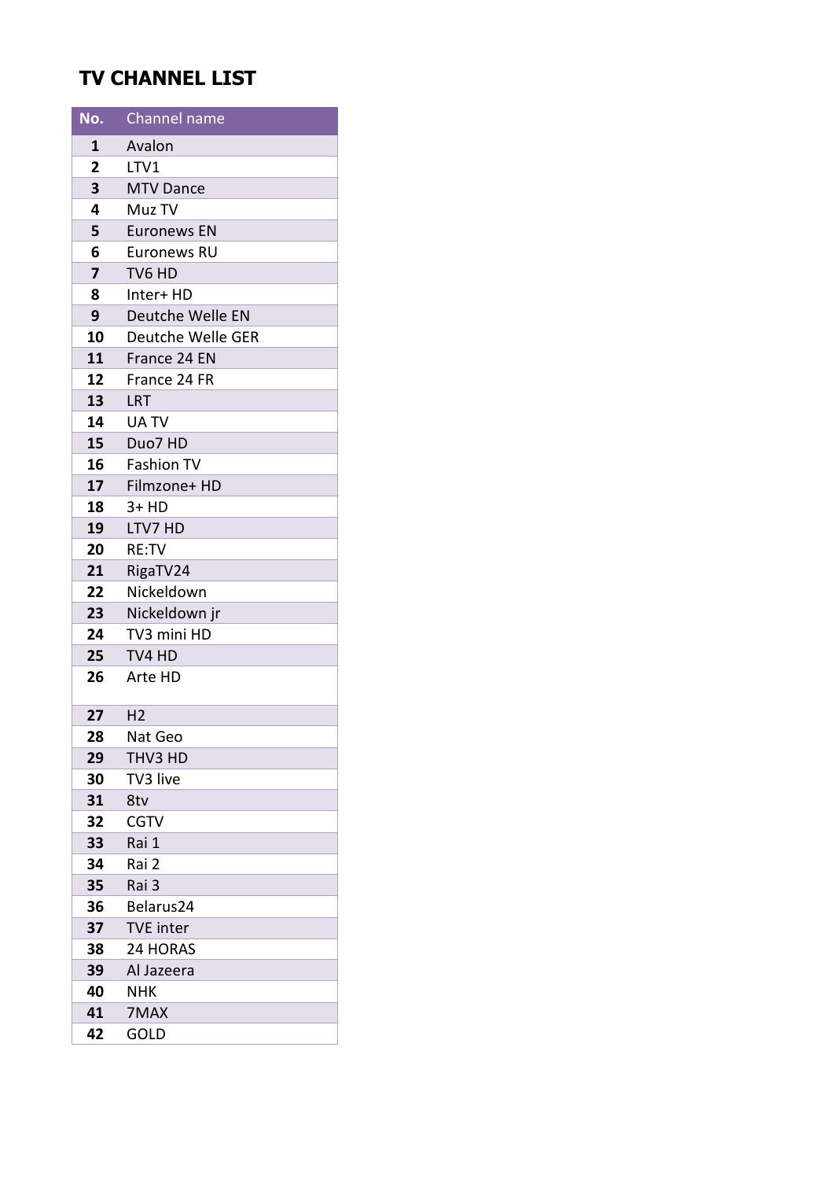# TV CHANNEL LIST

| No. | Channel name |
| --- | --- |
| 1 | Avalon |
| 2 | LTV1 |
| 3 | MTV Dance |
| 4 | Muz TV |
| 5 | Euronews EN |
| 6 | Euronews RU |
| 7 | TV6 HD |
| 8 | Inter+ HD |
| 9 | Deutche Welle EN |
| 10 | Deutche Welle GER |
| 11 | France 24 EN |
| 12 | France 24 FR |
| 13 | LRT |
| 14 | UA TV |
| 15 | Duo7 HD |
| 16 | Fashion TV |
| 17 | Filmzone+ HD |
| 18 | 3+ HD |
| 19 | LTV7 HD |
| 20 | RE:TV |
| 21 | RigaTV24 |
| 22 | Nickeldown |
| 23 | Nickeldown jr |
| 24 | TV3 mini HD |
| 25 | TV4 HD |
| 26 | Arte HD |
| 27 | H2 |
| 28 | Nat Geo |
| 29 | THV3 HD |
| 30 | TV3 live |
| 31 | 8tv |
| 32 | CGTV |
| 33 | Rai 1 |
| 34 | Rai 2 |
| 35 | Rai 3 |
| 36 | Belarus24 |
| 37 | TVE inter |
| 38 | 24 HORAS |
| 39 | Al Jazeera |
| 40 | NHK |
| 41 | 7MAX |
| 42 | GOLD |